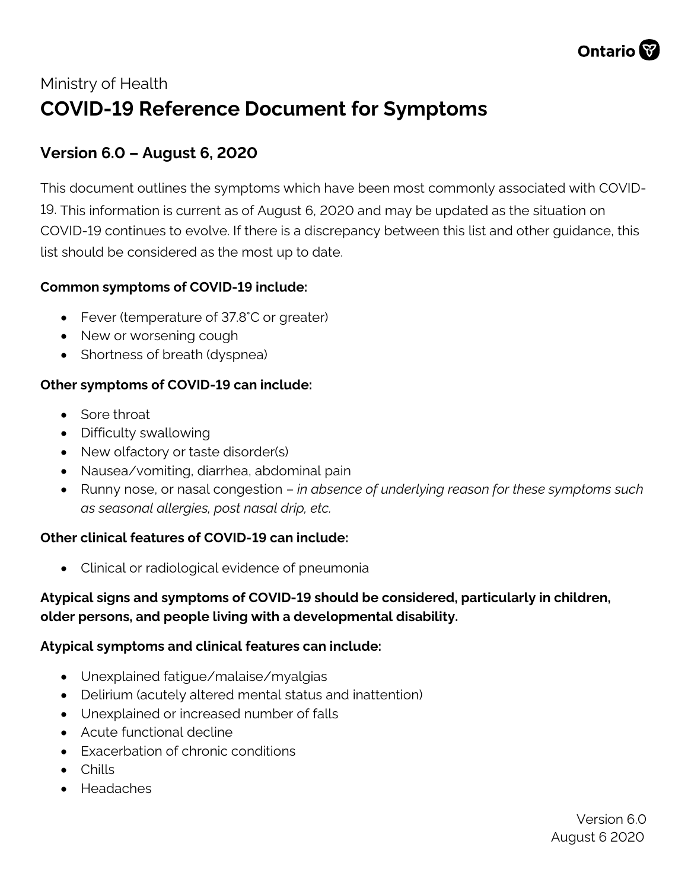Ministry of Health

# COVID-19 Reference Document for Symptoms

## Version 6.0 – August 6, 2020

This document outlines the symptoms which have been most commonly associated with COVID-19. This information is current as of August 6, 2020 and may be updated as the situation on COVID-19 continues to evolve. If there is a discrepancy between this list and other guidance, this list should be considered as the most up to date.

**Common symptoms of COVID-19 include:**

- Fever (temperature of 37.8˚C or greater)
- New or worsening cough
- Shortness of breath (dyspnea)

**Other symptoms of COVID-19 can include:**

- Sore throat
- Difficulty swallowing
- New olfactory or taste disorder(s)
- Nausea/vomiting, diarrhea, abdominal pain
- Runny nose, or nasal congestion – *in absence of underlying reason for these symptoms such as seasonal allergies, post nasal drip, etc.*

**Other clinical features of COVID-19 can include:**

- Clinical or radiological evidence of pneumonia

**Atypical signs and symptoms of COVID-19 should be considered, particularly in children, older persons, and people living with a developmental disability.**

**Atypical symptoms and clinical features can include:**

- Unexplained fatigue/malaise/myalgias
- Delirium (acutely altered mental status and inattention)
- Unexplained or increased number of falls
- Acute functional decline
- Exacerbation of chronic conditions
- Chills
- Headaches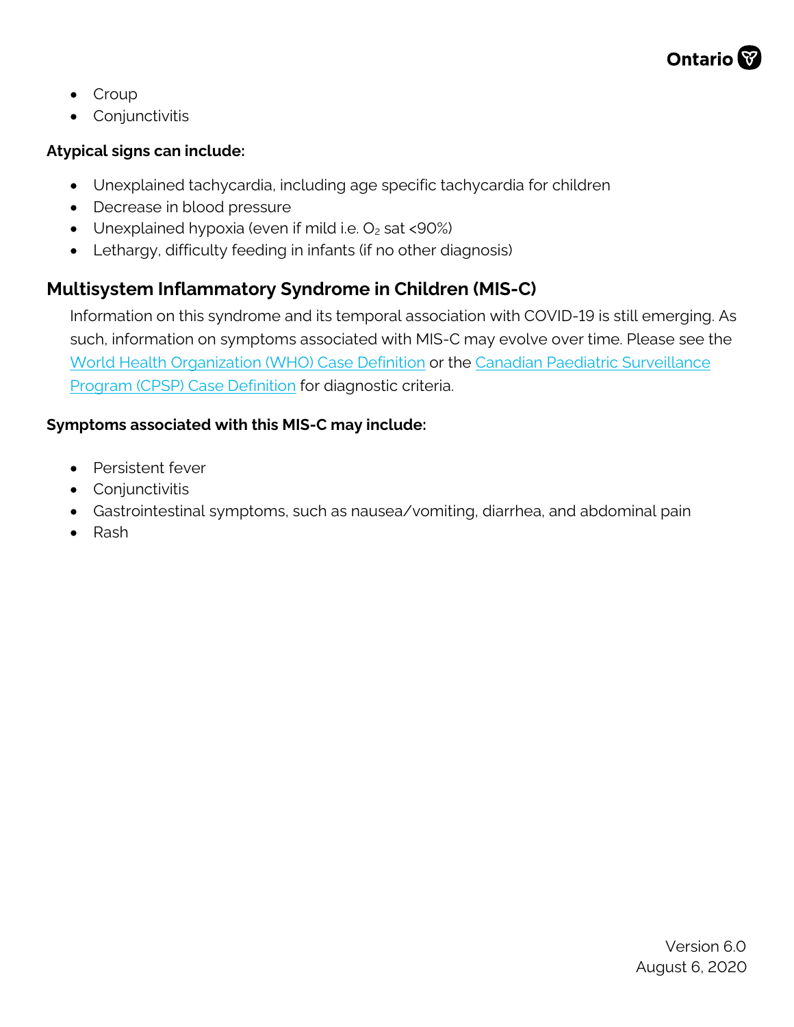- Croup
- Conjunctivitis

**Atypical signs can include:**

- Unexplained tachycardia, including age specific tachycardia for children
- Decrease in blood pressure
- Unexplained hypoxia (even if mild i.e. $O_2$ sat <90%)
- Lethargy, difficulty feeding in infants (if no other diagnosis)

## Multisystem Inflammatory Syndrome in Children (MIS-C)

Information on this syndrome and its temporal association with COVID-19 is still emerging. As such, information on symptoms associated with MIS-C may evolve over time. Please see the World Health Organization (WHO) Case Definition or the Canadian Paediatric Surveillance Program (CPSP) Case Definition for diagnostic criteria.

**Symptoms associated with this MIS-C may include:**

- Persistent fever
- Conjunctivitis
- Gastrointestinal symptoms, such as nausea/vomiting, diarrhea, and abdominal pain
- Rash

Version 6.0
August 6, 2020